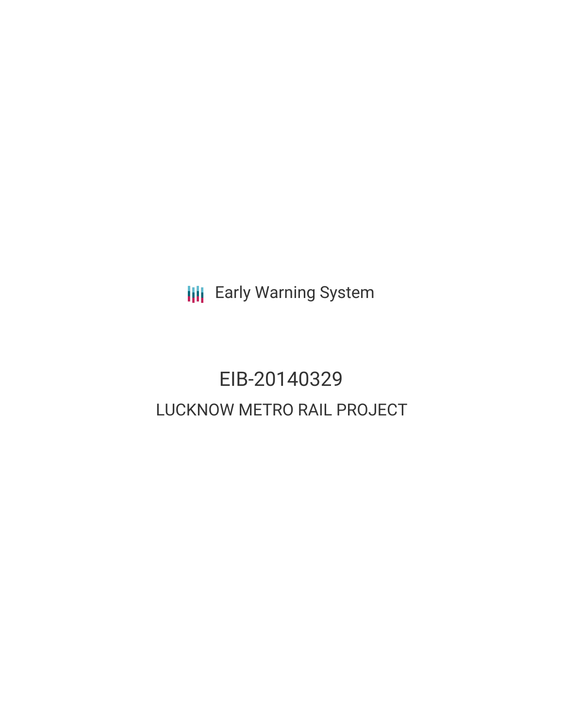Early Warning System

# EIB-20140329

## LUCKNOW METRO RAIL PROJECT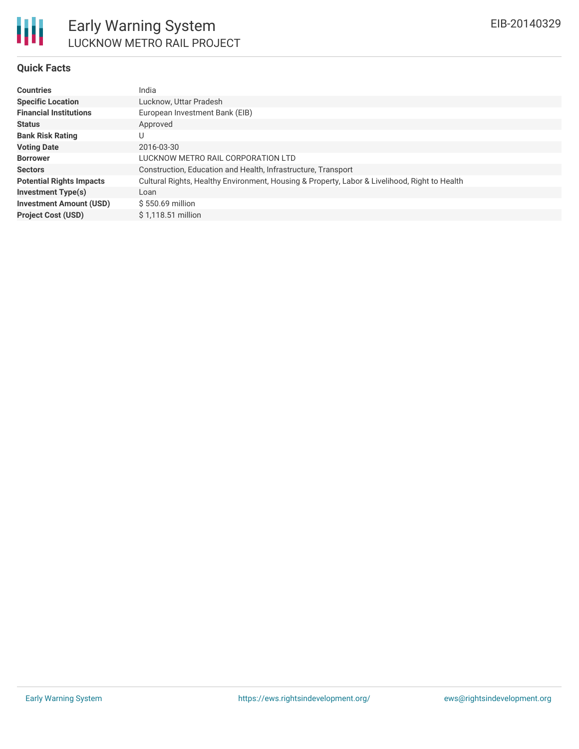## Quick Facts

| | |
|---|---|
| **Countries** | India |
| **Specific Location** | Lucknow, Uttar Pradesh |
| **Financial Institutions** | European Investment Bank (EIB) |
| **Status** | Approved |
| **Bank Risk Rating** | U |
| **Voting Date** | 2016-03-30 |
| **Borrower** | LUCKNOW METRO RAIL CORPORATION LTD |
| **Sectors** | Construction, Education and Health, Infrastructure, Transport |
| **Potential Rights Impacts** | Cultural Rights, Healthy Environment, Housing & Property, Labor & Livelihood, Right to Health |
| **Investment Type(s)** | Loan |
| **Investment Amount (USD)** | $ 550.69 million |
| **Project Cost (USD)** | $ 1,118.51 million |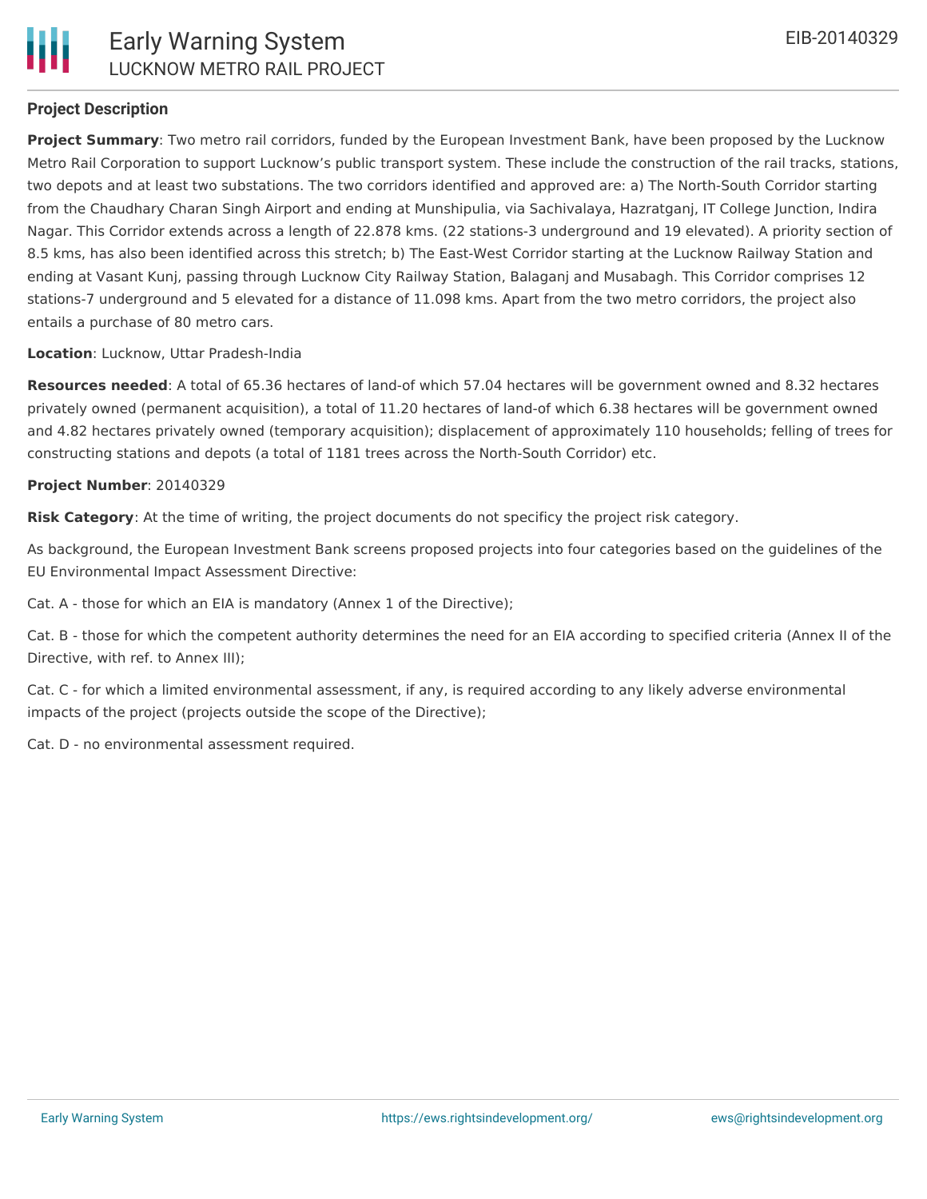## Project Description

**Project Summary**: Two metro rail corridors, funded by the European Investment Bank, have been proposed by the Lucknow Metro Rail Corporation to support Lucknow's public transport system. These include the construction of the rail tracks, stations, two depots and at least two substations. The two corridors identified and approved are: a) The North-South Corridor starting from the Chaudhary Charan Singh Airport and ending at Munshipulia, via Sachivalaya, Hazratganj, IT College Junction, Indira Nagar. This Corridor extends across a length of 22.878 kms. (22 stations-3 underground and 19 elevated). A priority section of 8.5 kms, has also been identified across this stretch; b) The East-West Corridor starting at the Lucknow Railway Station and ending at Vasant Kunj, passing through Lucknow City Railway Station, Balaganj and Musabagh. This Corridor comprises 12 stations-7 underground and 5 elevated for a distance of 11.098 kms. Apart from the two metro corridors, the project also entails a purchase of 80 metro cars.

**Location**: Lucknow, Uttar Pradesh-India

**Resources needed**: A total of 65.36 hectares of land-of which 57.04 hectares will be government owned and 8.32 hectares privately owned (permanent acquisition), a total of 11.20 hectares of land-of which 6.38 hectares will be government owned and 4.82 hectares privately owned (temporary acquisition); displacement of approximately 110 households; felling of trees for constructing stations and depots (a total of 1181 trees across the North-South Corridor) etc.

**Project Number**: 20140329

**Risk Category**: At the time of writing, the project documents do not specificy the project risk category.

As background, the European Investment Bank screens proposed projects into four categories based on the guidelines of the EU Environmental Impact Assessment Directive:

Cat. A - those for which an EIA is mandatory (Annex 1 of the Directive);

Cat. B - those for which the competent authority determines the need for an EIA according to specified criteria (Annex II of the Directive, with ref. to Annex III);

Cat. C - for which a limited environmental assessment, if any, is required according to any likely adverse environmental impacts of the project (projects outside the scope of the Directive);

Cat. D - no environmental assessment required.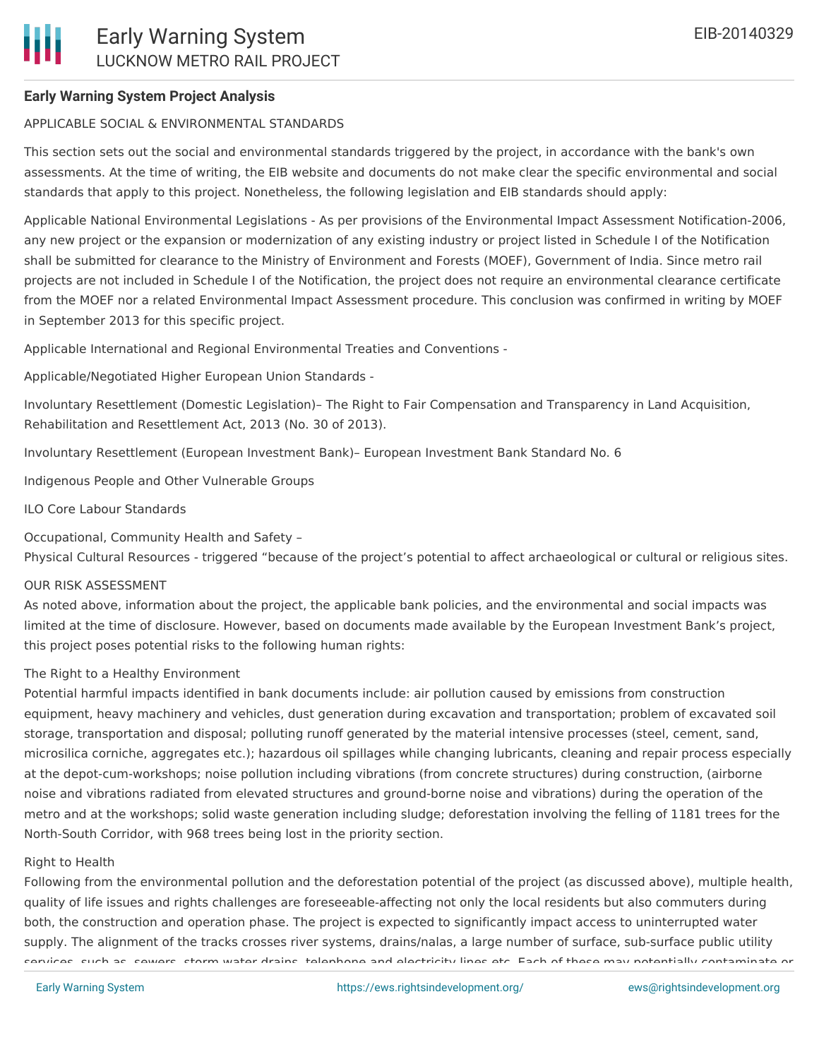**Early Warning System Project Analysis**

APPLICABLE SOCIAL & ENVIRONMENTAL STANDARDS

This section sets out the social and environmental standards triggered by the project, in accordance with the bank's own assessments. At the time of writing, the EIB website and documents do not make clear the specific environmental and social standards that apply to this project. Nonetheless, the following legislation and EIB standards should apply:

Applicable National Environmental Legislations - As per provisions of the Environmental Impact Assessment Notification-2006, any new project or the expansion or modernization of any existing industry or project listed in Schedule I of the Notification shall be submitted for clearance to the Ministry of Environment and Forests (MOEF), Government of India. Since metro rail projects are not included in Schedule I of the Notification, the project does not require an environmental clearance certificate from the MOEF nor a related Environmental Impact Assessment procedure. This conclusion was confirmed in writing by MOEF in September 2013 for this specific project.

Applicable International and Regional Environmental Treaties and Conventions -

Applicable/Negotiated Higher European Union Standards -

Involuntary Resettlement (Domestic Legislation)– The Right to Fair Compensation and Transparency in Land Acquisition, Rehabilitation and Resettlement Act, 2013 (No. 30 of 2013).

Involuntary Resettlement (European Investment Bank)– European Investment Bank Standard No. 6

Indigenous People and Other Vulnerable Groups

ILO Core Labour Standards

Occupational, Community Health and Safety –
Physical Cultural Resources - triggered “because of the project’s potential to affect archaeological or cultural or religious sites.

OUR RISK ASSESSMENT
As noted above, information about the project, the applicable bank policies, and the environmental and social impacts was limited at the time of disclosure. However, based on documents made available by the European Investment Bank’s project, this project poses potential risks to the following human rights:

The Right to a Healthy Environment
Potential harmful impacts identified in bank documents include: air pollution caused by emissions from construction equipment, heavy machinery and vehicles, dust generation during excavation and transportation; problem of excavated soil storage, transportation and disposal; polluting runoff generated by the material intensive processes (steel, cement, sand, microsilica corniche, aggregates etc.); hazardous oil spillages while changing lubricants, cleaning and repair process especially at the depot-cum-workshops; noise pollution including vibrations (from concrete structures) during construction, (airborne noise and vibrations radiated from elevated structures and ground-borne noise and vibrations) during the operation of the metro and at the workshops; solid waste generation including sludge; deforestation involving the felling of 1181 trees for the North-South Corridor, with 968 trees being lost in the priority section.

Right to Health
Following from the environmental pollution and the deforestation potential of the project (as discussed above), multiple health, quality of life issues and rights challenges are foreseeable-affecting not only the local residents but also commuters during both, the construction and operation phase. The project is expected to significantly impact access to uninterrupted water supply. The alignment of the tracks crosses river systems, drains/nalas, a large number of surface, sub-surface public utility services, such as, sewers, storm water drains, telephone and electricity lines etc. Each of these may potentially contaminate or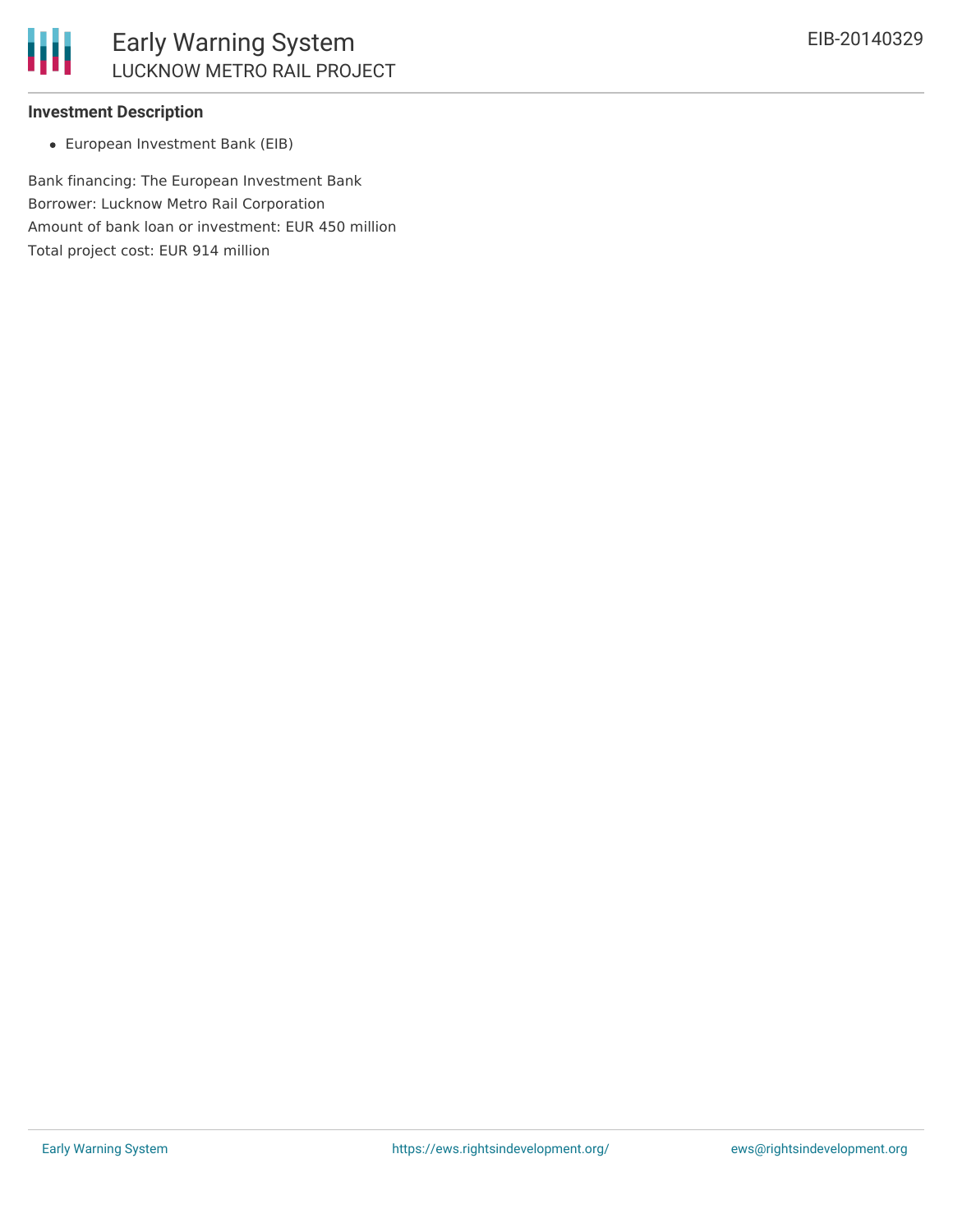### Investment Description

- European Investment Bank (EIB)

Bank financing: The European Investment Bank
Borrower: Lucknow Metro Rail Corporation
Amount of bank loan or investment: EUR 450 million
Total project cost: EUR 914 million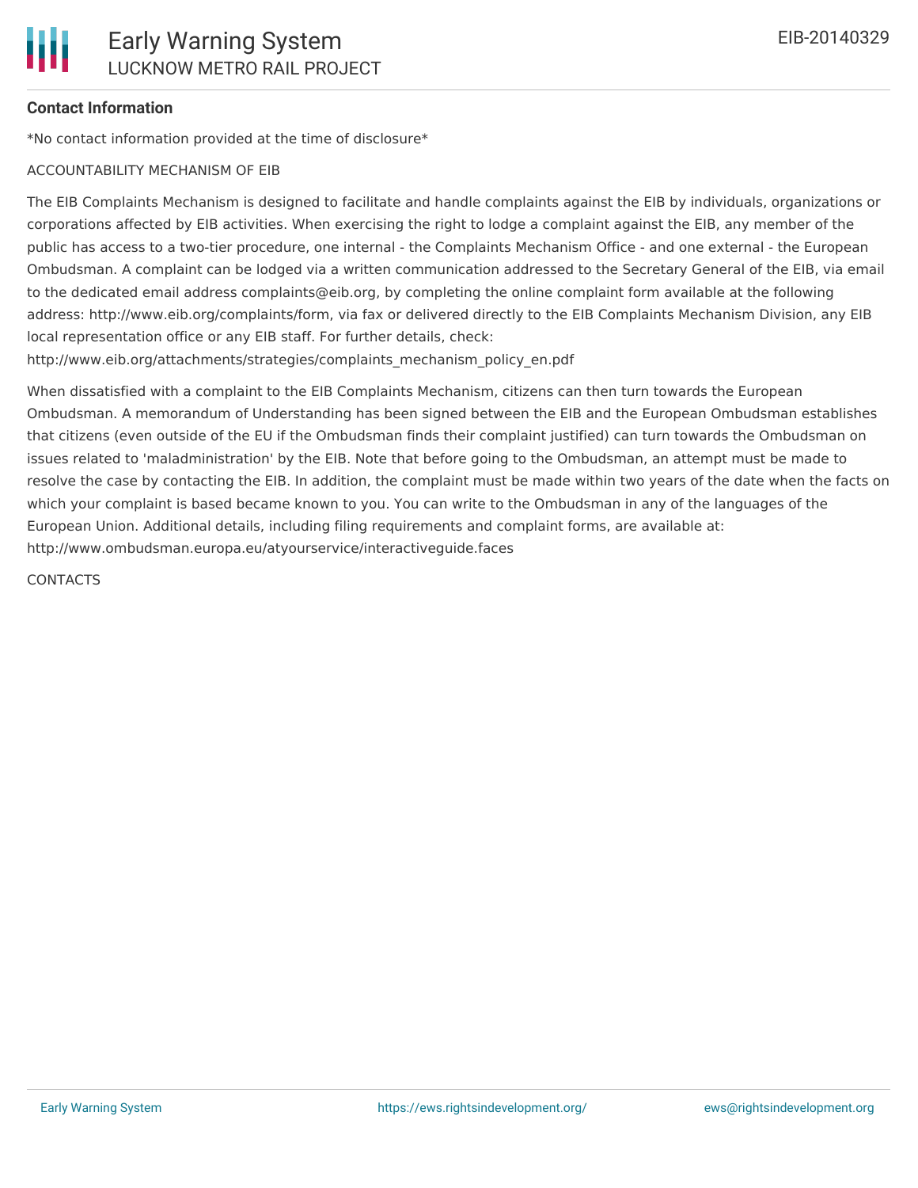**Contact Information**

*No contact information provided at the time of disclosure*

ACCOUNTABILITY MECHANISM OF EIB

The EIB Complaints Mechanism is designed to facilitate and handle complaints against the EIB by individuals, organizations or corporations affected by EIB activities. When exercising the right to lodge a complaint against the EIB, any member of the public has access to a two-tier procedure, one internal - the Complaints Mechanism Office - and one external - the European Ombudsman. A complaint can be lodged via a written communication addressed to the Secretary General of the EIB, via email to the dedicated email address complaints@eib.org, by completing the online complaint form available at the following address: http://www.eib.org/complaints/form, via fax or delivered directly to the EIB Complaints Mechanism Division, any EIB local representation office or any EIB staff. For further details, check: http://www.eib.org/attachments/strategies/complaints_mechanism_policy_en.pdf

When dissatisfied with a complaint to the EIB Complaints Mechanism, citizens can then turn towards the European Ombudsman. A memorandum of Understanding has been signed between the EIB and the European Ombudsman establishes that citizens (even outside of the EU if the Ombudsman finds their complaint justified) can turn towards the Ombudsman on issues related to 'maladministration' by the EIB. Note that before going to the Ombudsman, an attempt must be made to resolve the case by contacting the EIB. In addition, the complaint must be made within two years of the date when the facts on which your complaint is based became known to you. You can write to the Ombudsman in any of the languages of the European Union. Additional details, including filing requirements and complaint forms, are available at: http://www.ombudsman.europa.eu/atyourservice/interactiveguide.faces

CONTACTS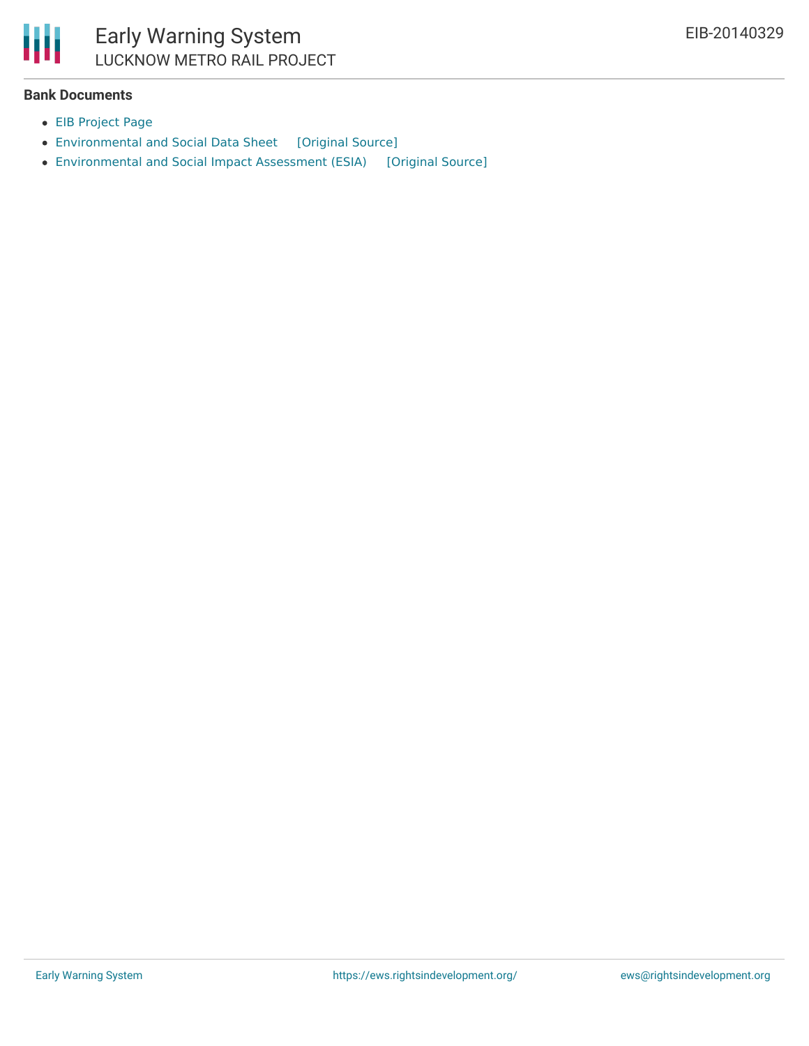**Bank Documents**

- EIB Project Page
- Environmental and Social Data Sheet [Original Source]
- Environmental and Social Impact Assessment (ESIA) [Original Source]